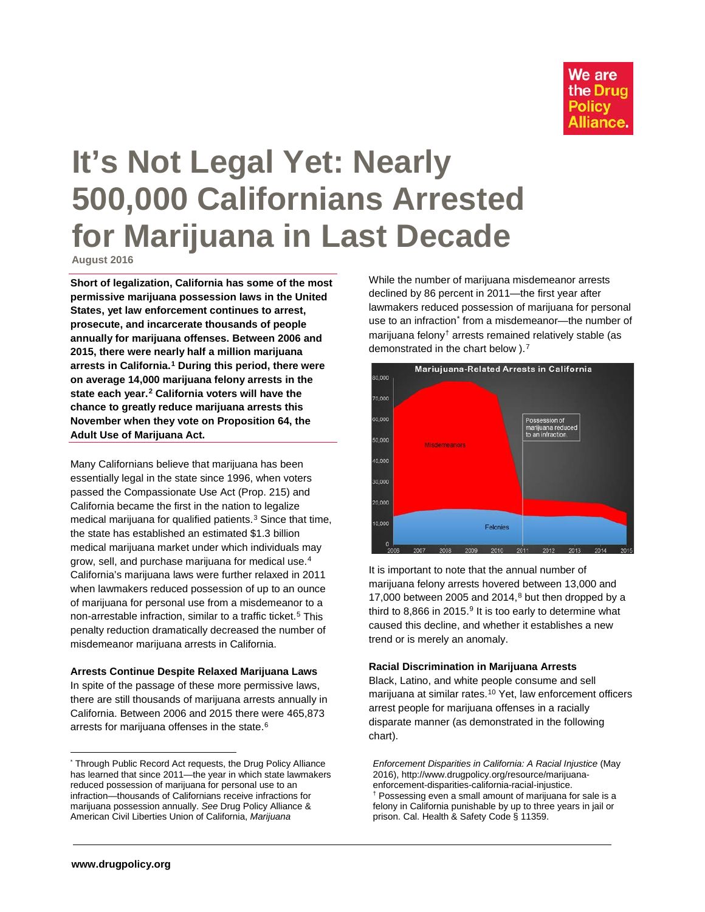We are the Drug Policy Alliance.

# It's Not Legal Yet: Nearly 500,000 Californians Arrested for Marijuana in Last Decade

**August 2016**

**Short of legalization, California has some of the most permissive marijuana possession laws in the United States, yet law enforcement continues to arrest, prosecute, and incarcerate thousands of people annually for marijuana offenses. Between 2006 and 2015, there were nearly half a million marijuana arrests in California.[1] During this period, there were on average 14,000 marijuana felony arrests in the state each year.[2] California voters will have the chance to greatly reduce marijuana arrests this November when they vote on Proposition 64, the Adult Use of Marijuana Act.**

Many Californians believe that marijuana has been essentially legal in the state since 1996, when voters passed the Compassionate Use Act (Prop. 215) and California became the first in the nation to legalize medical marijuana for qualified patients.[3] Since that time, the state has established an estimated $1.3 billion medical marijuana market under which individuals may grow, sell, and purchase marijuana for medical use.[4] California's marijuana laws were further relaxed in 2011 when lawmakers reduced possession of up to an ounce of marijuana for personal use from a misdemeanor to a non-arrestable infraction, similar to a traffic ticket.[5] This penalty reduction dramatically decreased the number of misdemeanor marijuana arrests in California.

### Arrests Continue Despite Relaxed Marijuana Laws

In spite of the passage of these more permissive laws, there are still thousands of marijuana arrests annually in California. Between 2006 and 2015 there were 465,873 arrests for marijuana offenses in the state.[6]

While the number of marijuana misdemeanor arrests declined by 86 percent in 2011—the first year after lawmakers reduced possession of marijuana for personal use to an infraction* from a misdemeanor—the number of marijuana felony† arrests remained relatively stable (as demonstrated in the chart below ).[7]

Mariujuana-Related Arrests in California

It is important to note that the annual number of marijuana felony arrests hovered between 13,000 and 17,000 between 2005 and 2014,[8] but then dropped by a third to 8,866 in 2015.[9] It is too early to determine what caused this decline, and whether it establishes a new trend or is merely an anomaly.

### Racial Discrimination in Marijuana Arrests

Black, Latino, and white people consume and sell marijuana at similar rates.[10] Yet, law enforcement officers arrest people for marijuana offenses in a racially disparate manner (as demonstrated in the following chart).

---

* Through Public Record Act requests, the Drug Policy Alliance has learned that since 2011—the year in which state lawmakers reduced possession of marijuana for personal use to an infraction—thousands of Californians receive infractions for marijuana possession annually. *See* Drug Policy Alliance & American Civil Liberties Union of California, *Marijuana Enforcement Disparities in California: A Racial Injustice* (May 2016), http://www.drugpolicy.org/resource/marijuana-enforcement-disparities-california-racial-injustice.

† Possessing even a small amount of marijuana for sale is a felony in California punishable by up to three years in jail or prison. Cal. Health & Safety Code § 11359.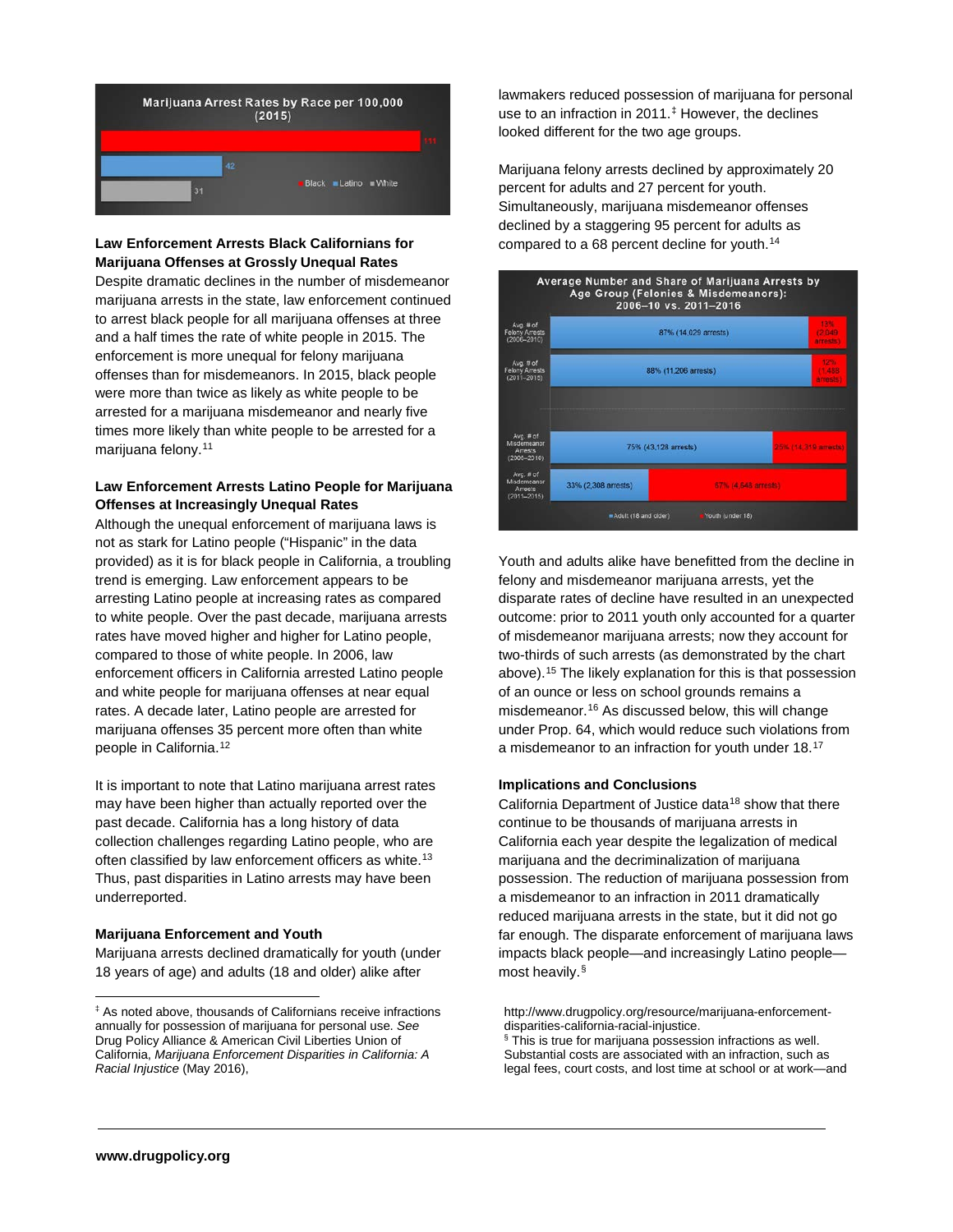Marijuana Arrest Rates by Race per 100,000 (2015)

| Race | Rate |
| --- | --- |
| Black | 111 |
| Latino | 42 |
| White | 31 |

**Law Enforcement Arrests Black Californians for Marijuana Offenses at Grossly Unequal Rates**

Despite dramatic declines in the number of misdemeanor marijuana arrests in the state, law enforcement continued to arrest black people for all marijuana offenses at three and a half times the rate of white people in 2015. The enforcement is more unequal for felony marijuana offenses than for misdemeanors. In 2015, black people were more than twice as likely as white people to be arrested for a marijuana misdemeanor and nearly five times more likely than white people to be arrested for a marijuana felony.[11]

**Law Enforcement Arrests Latino People for Marijuana Offenses at Increasingly Unequal Rates**

Although the unequal enforcement of marijuana laws is not as stark for Latino people ("Hispanic" in the data provided) as it is for black people in California, a troubling trend is emerging. Law enforcement appears to be arresting Latino people at increasing rates as compared to white people. Over the past decade, marijuana arrests rates have moved higher and higher for Latino people, compared to those of white people. In 2006, law enforcement officers in California arrested Latino people and white people for marijuana offenses at near equal rates. A decade later, Latino people are arrested for marijuana offenses 35 percent more often than white people in California.[12]

It is important to note that Latino marijuana arrest rates may have been higher than actually reported over the past decade. California has a long history of data collection challenges regarding Latino people, who are often classified by law enforcement officers as white.[13] Thus, past disparities in Latino arrests may have been underreported.

**Marijuana Enforcement and Youth**

Marijuana arrests declined dramatically for youth (under 18 years of age) and adults (18 and older) alike after lawmakers reduced possession of marijuana for personal use to an infraction in 2011.[‡] However, the declines looked different for the two age groups.

Marijuana felony arrests declined by approximately 20 percent for adults and 27 percent for youth. Simultaneously, marijuana misdemeanor offenses declined by a staggering 95 percent for adults as compared to a 68 percent decline for youth.[14]

Average Number and Share of Marijuana Arrests by Age Group (Felonies & Misdemeanors): 2006–10 vs. 2011–2016

| | Adult (18 and older) | Youth (under 18) |
| --- | --- | --- |
| Avg. # of Felony Arrests (2006–2010) | 87% (14,029 arrests) | 13% (2,049 arrests) |
| Avg. # of Felony Arrests (2011–2015) | 88% (11,206 arrests) | 12% (1,488 arrests) |
| Avg. # of Misdemeanor Arrests (2006–2010) | 75% (43,128 arrests) | 25% (14,319 arrests) |
| Avg. # of Misdemeanor Arrests (2011–2015) | 33% (2,308 arrests) | 67% (4,648 arrests) |

Youth and adults alike have benefitted from the decline in felony and misdemeanor marijuana arrests, yet the disparate rates of decline have resulted in an unexpected outcome: prior to 2011 youth only accounted for a quarter of misdemeanor marijuana arrests; now they account for two-thirds of such arrests (as demonstrated by the chart above).[15] The likely explanation for this is that possession of an ounce or less on school grounds remains a misdemeanor.[16] As discussed below, this will change under Prop. 64, which would reduce such violations from a misdemeanor to an infraction for youth under 18.[17]

**Implications and Conclusions**

California Department of Justice data[18] show that there continue to be thousands of marijuana arrests in California each year despite the legalization of medical marijuana and the decriminalization of marijuana possession. The reduction of marijuana possession from a misdemeanor to an infraction in 2011 dramatically reduced marijuana arrests in the state, but it did not go far enough. The disparate enforcement of marijuana laws impacts black people—and increasingly Latino people—most heavily.[§]

---

[‡] As noted above, thousands of Californians receive infractions annually for possession of marijuana for personal use. *See* Drug Policy Alliance & American Civil Liberties Union of California, *Marijuana Enforcement Disparities in California: A Racial Injustice* (May 2016), http://www.drugpolicy.org/resource/marijuana-enforcement-disparities-california-racial-injustice.

[§] This is true for marijuana possession infractions as well. Substantial costs are associated with an infraction, such as legal fees, court costs, and lost time at school or at work—and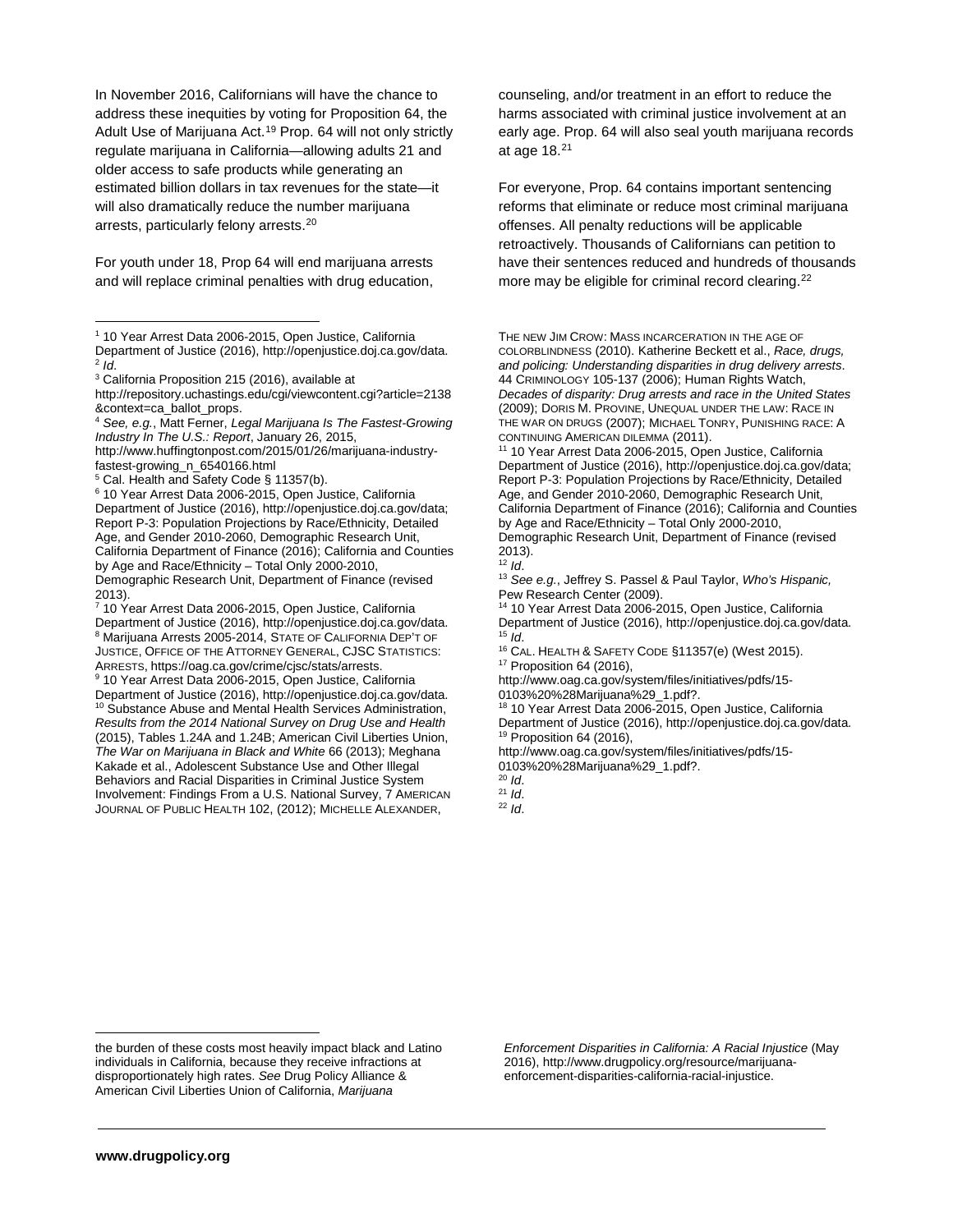In November 2016, Californians will have the chance to address these inequities by voting for Proposition 64, the Adult Use of Marijuana Act.[19] Prop. 64 will not only strictly regulate marijuana in California—allowing adults 21 and older access to safe products while generating an estimated billion dollars in tax revenues for the state—it will also dramatically reduce the number marijuana arrests, particularly felony arrests.[20]

For youth under 18, Prop 64 will end marijuana arrests and will replace criminal penalties with drug education, counseling, and/or treatment in an effort to reduce the harms associated with criminal justice involvement at an early age. Prop. 64 will also seal youth marijuana records at age 18.[21]

For everyone, Prop. 64 contains important sentencing reforms that eliminate or reduce most criminal marijuana offenses. All penalty reductions will be applicable retroactively. Thousands of Californians can petition to have their sentences reduced and hundreds of thousands more may be eligible for criminal record clearing.[22]

---

[1] 10 Year Arrest Data 2006-2015, Open Justice, California Department of Justice (2016), http://openjustice.doj.ca.gov/data.
[2] *Id*.
[3] California Proposition 215 (2016), available at http://repository.uchastings.edu/cgi/viewcontent.cgi?article=2138&context=ca_ballot_props.
[4] *See, e.g.*, Matt Ferner, *Legal Marijuana Is The Fastest-Growing Industry In The U.S.: Report*, January 26, 2015, http://www.huffingtonpost.com/2015/01/26/marijuana-industry-fastest-growing_n_6540166.html
[5] Cal. Health and Safety Code § 11357(b).
[6] 10 Year Arrest Data 2006-2015, Open Justice, California Department of Justice (2016), http://openjustice.doj.ca.gov/data; Report P-3: Population Projections by Race/Ethnicity, Detailed Age, and Gender 2010-2060, Demographic Research Unit, California Department of Finance (2016); California and Counties by Age and Race/Ethnicity – Total Only 2000-2010, Demographic Research Unit, Department of Finance (revised 2013).
[7] 10 Year Arrest Data 2006-2015, Open Justice, California Department of Justice (2016), http://openjustice.doj.ca.gov/data.
[8] Marijuana Arrests 2005-2014, STATE OF CALIFORNIA DEP'T OF JUSTICE, OFFICE OF THE ATTORNEY GENERAL, CJSC STATISTICS: ARRESTS, https://oag.ca.gov/crime/cjsc/stats/arrests.
[9] 10 Year Arrest Data 2006-2015, Open Justice, California Department of Justice (2016), http://openjustice.doj.ca.gov/data.
[10] Substance Abuse and Mental Health Services Administration, *Results from the 2014 National Survey on Drug Use and Health* (2015), Tables 1.24A and 1.24B; American Civil Liberties Union, *The War on Marijuana in Black and White* 66 (2013); Meghana Kakade et al., Adolescent Substance Use and Other Illegal Behaviors and Racial Disparities in Criminal Justice System Involvement: Findings From a U.S. National Survey, 7 AMERICAN JOURNAL OF PUBLIC HEALTH 102, (2012); MICHELLE ALEXANDER, THE NEW JIM CROW: MASS INCARCERATION IN THE AGE OF COLORBLINDNESS (2010). Katherine Beckett et al., *Race, drugs, and policing: Understanding disparities in drug delivery arrests*. 44 CRIMINOLOGY 105-137 (2006); Human Rights Watch, *Decades of disparity: Drug arrests and race in the United States* (2009); DORIS M. PROVINE, UNEQUAL UNDER THE LAW: RACE IN THE WAR ON DRUGS (2007); MICHAEL TONRY, PUNISHING RACE: A CONTINUING AMERICAN DILEMMA (2011).
[11] 10 Year Arrest Data 2006-2015, Open Justice, California Department of Justice (2016), http://openjustice.doj.ca.gov/data; Report P-3: Population Projections by Race/Ethnicity, Detailed Age, and Gender 2010-2060, Demographic Research Unit, California Department of Finance (2016); California and Counties by Age and Race/Ethnicity – Total Only 2000-2010, Demographic Research Unit, Department of Finance (revised 2013).
[12] *Id*.
[13] *See e.g.*, Jeffrey S. Passel & Paul Taylor, *Who's Hispanic,* Pew Research Center (2009).
[14] 10 Year Arrest Data 2006-2015, Open Justice, California Department of Justice (2016), http://openjustice.doj.ca.gov/data.
[15] *Id*.
[16] CAL. HEALTH & SAFETY CODE §11357(e) (West 2015).
[17] Proposition 64 (2016), http://www.oag.ca.gov/system/files/initiatives/pdfs/15-0103%20%28Marijuana%29_1.pdf?.
[18] 10 Year Arrest Data 2006-2015, Open Justice, California Department of Justice (2016), http://openjustice.doj.ca.gov/data.
[19] Proposition 64 (2016), http://www.oag.ca.gov/system/files/initiatives/pdfs/15-0103%20%28Marijuana%29_1.pdf?.
[20] *Id*.
[21] *Id*.
[22] *Id*.

---

the burden of these costs most heavily impact black and Latino individuals in California, because they receive infractions at disproportionately high rates. *See* Drug Policy Alliance & American Civil Liberties Union of California, *Marijuana Enforcement Disparities in California: A Racial Injustice* (May 2016), http://www.drugpolicy.org/resource/marijuana-enforcement-disparities-california-racial-injustice.